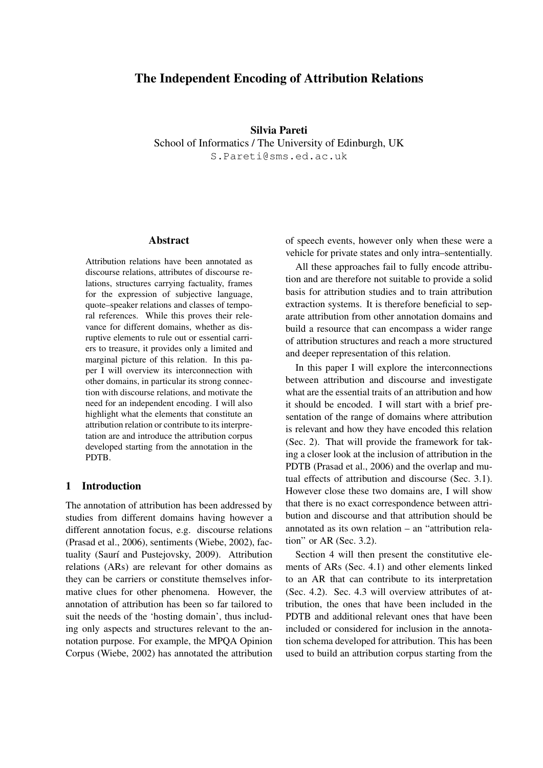# The Independent Encoding of Attribution Relations

**Silvia Pareti**
School of Informatics / The University of Edinburgh, UK
S.Pareti@sms.ed.ac.uk

## Abstract

Attribution relations have been annotated as discourse relations, attributes of discourse relations, structures carrying factuality, frames for the expression of subjective language, quote–speaker relations and classes of temporal references. While this proves their relevance for different domains, whether as disruptive elements to rule out or essential carriers to treasure, it provides only a limited and marginal picture of this relation. In this paper I will overview its interconnection with other domains, in particular its strong connection with discourse relations, and motivate the need for an independent encoding. I will also highlight what the elements that constitute an attribution relation or contribute to its interpretation are and introduce the attribution corpus developed starting from the annotation in the PDTB.

## 1 Introduction

The annotation of attribution has been addressed by studies from different domains having however a different annotation focus, e.g. discourse relations (Prasad et al., 2006), sentiments (Wiebe, 2002), factuality (Saurí and Pustejovsky, 2009). Attribution relations (ARs) are relevant for other domains as they can be carriers or constitute themselves informative clues for other phenomena. However, the annotation of attribution has been so far tailored to suit the needs of the 'hosting domain', thus including only aspects and structures relevant to the annotation purpose. For example, the MPQA Opinion Corpus (Wiebe, 2002) has annotated the attribution of speech events, however only when these were a vehicle for private states and only intra–sententially.

All these approaches fail to fully encode attribution and are therefore not suitable to provide a solid basis for attribution studies and to train attribution extraction systems. It is therefore beneficial to separate attribution from other annotation domains and build a resource that can encompass a wider range of attribution structures and reach a more structured and deeper representation of this relation.

In this paper I will explore the interconnections between attribution and discourse and investigate what are the essential traits of an attribution and how it should be encoded. I will start with a brief presentation of the range of domains where attribution is relevant and how they have encoded this relation (Sec. 2). That will provide the framework for taking a closer look at the inclusion of attribution in the PDTB (Prasad et al., 2006) and the overlap and mutual effects of attribution and discourse (Sec. 3.1). However close these two domains are, I will show that there is no exact correspondence between attribution and discourse and that attribution should be annotated as its own relation – an "attribution relation" or AR (Sec. 3.2).

Section 4 will then present the constitutive elements of ARs (Sec. 4.1) and other elements linked to an AR that can contribute to its interpretation (Sec. 4.2). Sec. 4.3 will overview attributes of attribution, the ones that have been included in the PDTB and additional relevant ones that have been included or considered for inclusion in the annotation schema developed for attribution. This has been used to build an attribution corpus starting from the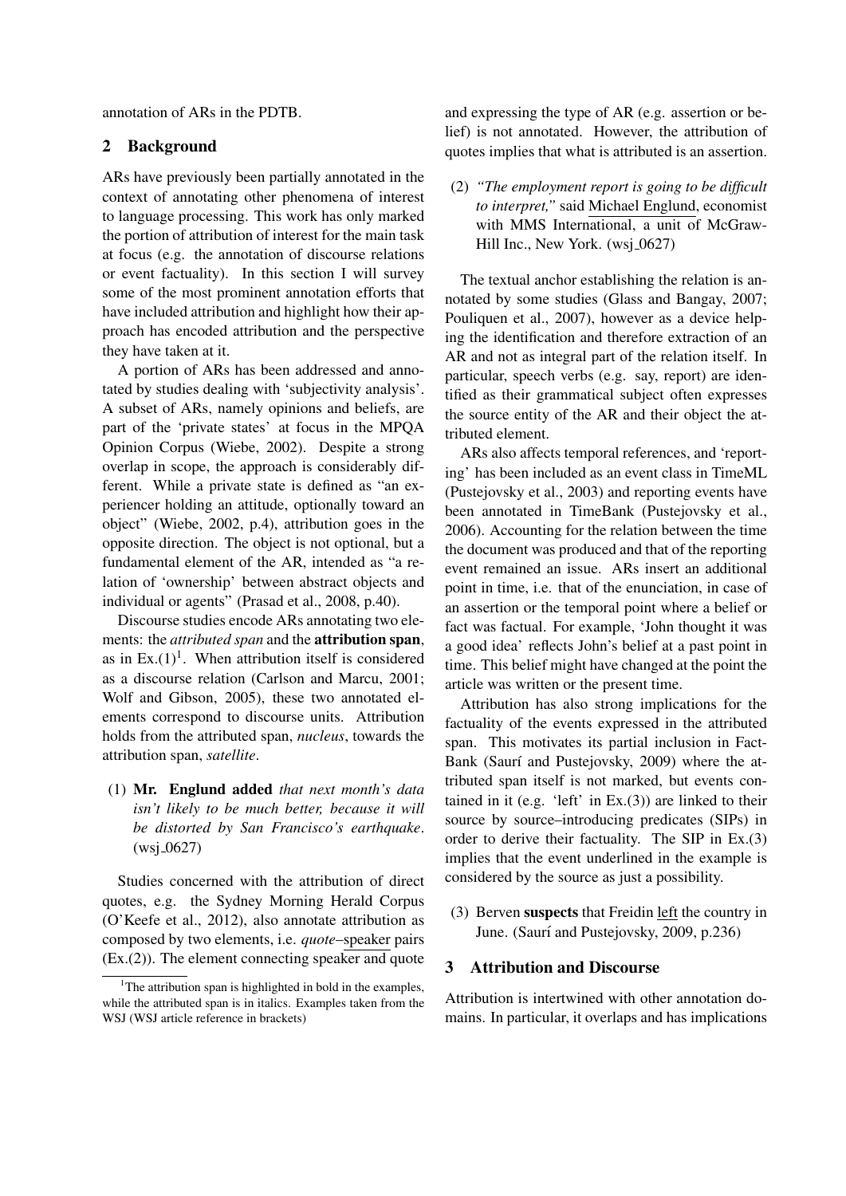annotation of ARs in the PDTB.

## 2 Background

ARs have previously been partially annotated in the context of annotating other phenomena of interest to language processing. This work has only marked the portion of attribution of interest for the main task at focus (e.g. the annotation of discourse relations or event factuality). In this section I will survey some of the most prominent annotation efforts that have included attribution and highlight how their approach has encoded attribution and the perspective they have taken at it.

A portion of ARs has been addressed and annotated by studies dealing with 'subjectivity analysis'. A subset of ARs, namely opinions and beliefs, are part of the 'private states' at focus in the MPQA Opinion Corpus (Wiebe, 2002). Despite a strong overlap in scope, the approach is considerably different. While a private state is defined as "an experiencer holding an attitude, optionally toward an object" (Wiebe, 2002, p.4), attribution goes in the opposite direction. The object is not optional, but a fundamental element of the AR, intended as "a relation of 'ownership' between abstract objects and individual or agents" (Prasad et al., 2008, p.40).

Discourse studies encode ARs annotating two elements: the *attributed span* and the **attribution span**, as in Ex.(1)[1]. When attribution itself is considered as a discourse relation (Carlson and Marcu, 2001; Wolf and Gibson, 2005), these two annotated elements correspond to discourse units. Attribution holds from the attributed span, *nucleus*, towards the attribution span, *satellite*.

(1) **Mr. Englund added** *that next month's data isn't likely to be much better, because it will be distorted by San Francisco's earthquake*. (wsj_0627)

Studies concerned with the attribution of direct quotes, e.g. the Sydney Morning Herald Corpus (O'Keefe et al., 2012), also annotate attribution as composed by two elements, i.e. *quote*–speaker pairs (Ex.(2)). The element connecting speaker and quote and expressing the type of AR (e.g. assertion or belief) is not annotated. However, the attribution of quotes implies that what is attributed is an assertion.

(2) *"The employment report is going to be difficult to interpret,"* said Michael Englund, economist with MMS International, a unit of McGraw-Hill Inc., New York. (wsj_0627)

The textual anchor establishing the relation is annotated by some studies (Glass and Bangay, 2007; Pouliquen et al., 2007), however as a device helping the identification and therefore extraction of an AR and not as integral part of the relation itself. In particular, speech verbs (e.g. say, report) are identified as their grammatical subject often expresses the source entity of the AR and their object the attributed element.

ARs also affects temporal references, and 'reporting' has been included as an event class in TimeML (Pustejovsky et al., 2003) and reporting events have been annotated in TimeBank (Pustejovsky et al., 2006). Accounting for the relation between the time the document was produced and that of the reporting event remained an issue. ARs insert an additional point in time, i.e. that of the enunciation, in case of an assertion or the temporal point where a belief or fact was factual. For example, 'John thought it was a good idea' reflects John's belief at a past point in time. This belief might have changed at the point the article was written or the present time.

Attribution has also strong implications for the factuality of the events expressed in the attributed span. This motivates its partial inclusion in FactBank (Saurí and Pustejovsky, 2009) where the attributed span itself is not marked, but events contained in it (e.g. 'left' in Ex.(3)) are linked to their source by source–introducing predicates (SIPs) in order to derive their factuality. The SIP in Ex.(3) implies that the event underlined in the example is considered by the source as just a possibility.

(3) Berven **suspects** that Freidin left the country in June. (Saurí and Pustejovsky, 2009, p.236)

## 3 Attribution and Discourse

Attribution is intertwined with other annotation domains. In particular, it overlaps and has implications

[1] The attribution span is highlighted in bold in the examples, while the attributed span is in italics. Examples taken from the WSJ (WSJ article reference in brackets)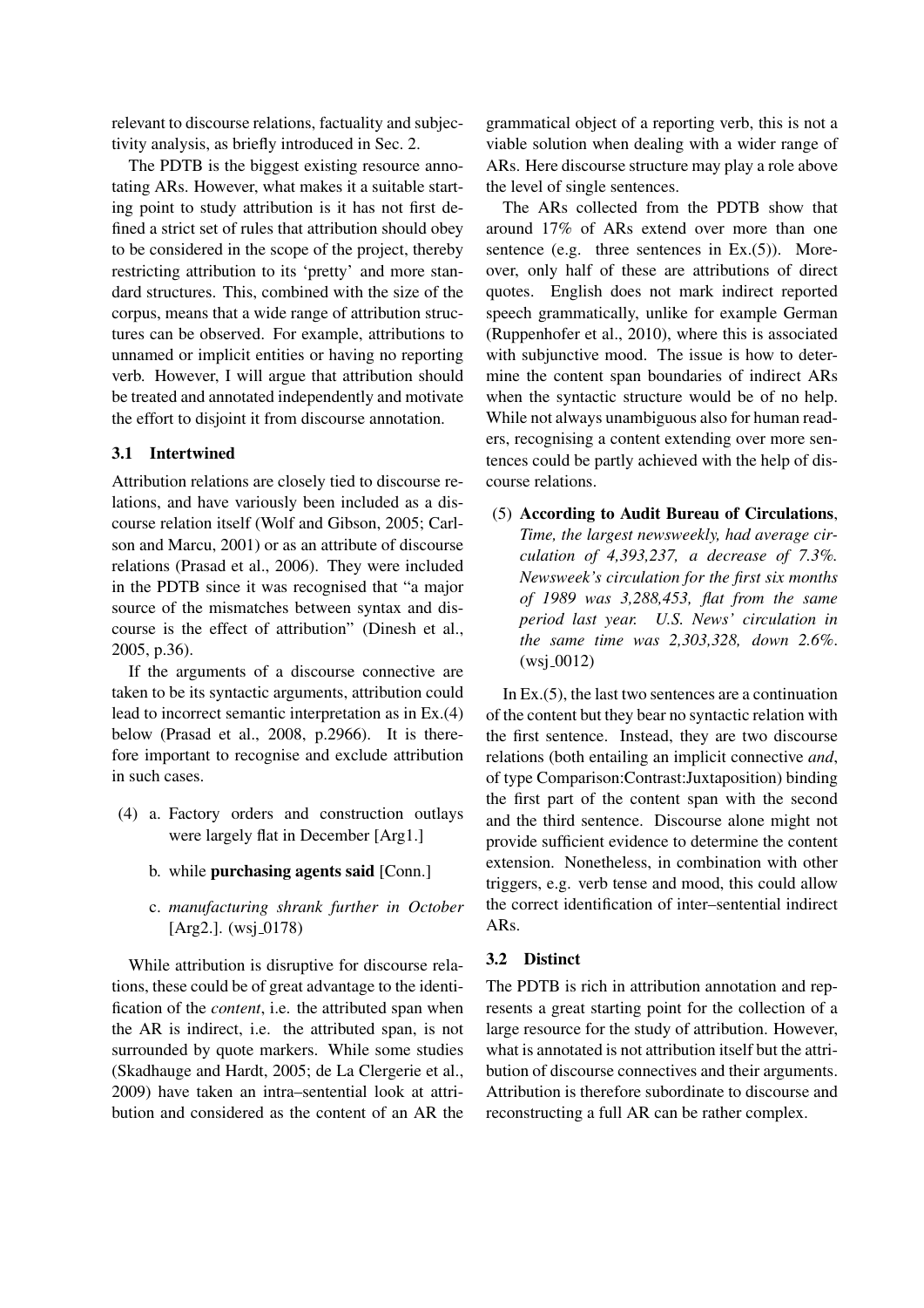relevant to discourse relations, factuality and subjectivity analysis, as briefly introduced in Sec. 2.

The PDTB is the biggest existing resource annotating ARs. However, what makes it a suitable starting point to study attribution is it has not first defined a strict set of rules that attribution should obey to be considered in the scope of the project, thereby restricting attribution to its 'pretty' and more standard structures. This, combined with the size of the corpus, means that a wide range of attribution structures can be observed. For example, attributions to unnamed or implicit entities or having no reporting verb. However, I will argue that attribution should be treated and annotated independently and motivate the effort to disjoint it from discourse annotation.

### 3.1 Intertwined

Attribution relations are closely tied to discourse relations, and have variously been included as a discourse relation itself (Wolf and Gibson, 2005; Carlson and Marcu, 2001) or as an attribute of discourse relations (Prasad et al., 2006). They were included in the PDTB since it was recognised that "a major source of the mismatches between syntax and discourse is the effect of attribution" (Dinesh et al., 2005, p.36).

If the arguments of a discourse connective are taken to be its syntactic arguments, attribution could lead to incorrect semantic interpretation as in Ex.(4) below (Prasad et al., 2008, p.2966). It is therefore important to recognise and exclude attribution in such cases.

(4) a. Factory orders and construction outlays were largely flat in December [Arg1.]

b. while **purchasing agents said** [Conn.]

c. *manufacturing shrank further in October* [Arg2.]. (wsj_0178)

While attribution is disruptive for discourse relations, these could be of great advantage to the identification of the *content*, i.e. the attributed span when the AR is indirect, i.e. the attributed span, is not surrounded by quote markers. While some studies (Skadhauge and Hardt, 2005; de La Clergerie et al., 2009) have taken an intra–sentential look at attribution and considered as the content of an AR the grammatical object of a reporting verb, this is not a viable solution when dealing with a wider range of ARs. Here discourse structure may play a role above the level of single sentences.

The ARs collected from the PDTB show that around 17% of ARs extend over more than one sentence (e.g. three sentences in Ex.(5)). Moreover, only half of these are attributions of direct quotes. English does not mark indirect reported speech grammatically, unlike for example German (Ruppenhofer et al., 2010), where this is associated with subjunctive mood. The issue is how to determine the content span boundaries of indirect ARs when the syntactic structure would be of no help. While not always unambiguous also for human readers, recognising a content extending over more sentences could be partly achieved with the help of discourse relations.

(5) **According to Audit Bureau of Circulations**, *Time, the largest newsweekly, had average circulation of 4,393,237, a decrease of 7.3%. Newsweek's circulation for the first six months of 1989 was 3,288,453, flat from the same period last year. U.S. News' circulation in the same time was 2,303,328, down 2.6%*. (wsj_0012)

In Ex.(5), the last two sentences are a continuation of the content but they bear no syntactic relation with the first sentence. Instead, they are two discourse relations (both entailing an implicit connective *and*, of type Comparison:Contrast:Juxtaposition) binding the first part of the content span with the second and the third sentence. Discourse alone might not provide sufficient evidence to determine the content extension. Nonetheless, in combination with other triggers, e.g. verb tense and mood, this could allow the correct identification of inter–sentential indirect ARs.

### 3.2 Distinct

The PDTB is rich in attribution annotation and represents a great starting point for the collection of a large resource for the study of attribution. However, what is annotated is not attribution itself but the attribution of discourse connectives and their arguments. Attribution is therefore subordinate to discourse and reconstructing a full AR can be rather complex.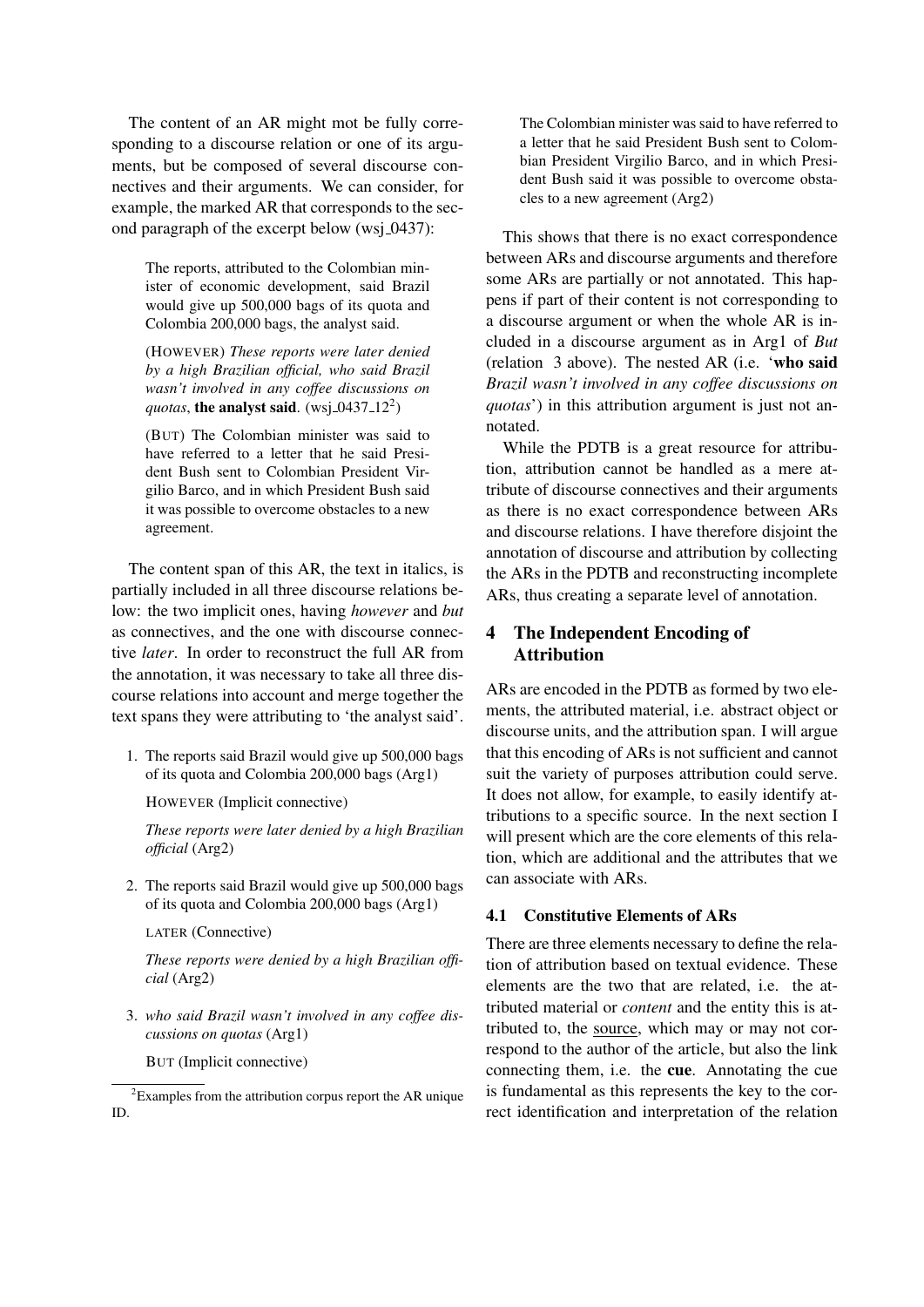The content of an AR might mot be fully corresponding to a discourse relation or one of its arguments, but be composed of several discourse connectives and their arguments. We can consider, for example, the marked AR that corresponds to the second paragraph of the excerpt below (wsj_0437):

> The reports, attributed to the Colombian minister of economic development, said Brazil would give up 500,000 bags of its quota and Colombia 200,000 bags, the analyst said.
>
> (HOWEVER) *These reports were later denied by a high Brazilian official, who said Brazil wasn't involved in any coffee discussions on quotas*, **the analyst said**. (wsj_0437_12[2])
>
> (BUT) The Colombian minister was said to have referred to a letter that he said President Bush sent to Colombian President Virgilio Barco, and in which President Bush said it was possible to overcome obstacles to a new agreement.

The content span of this AR, the text in italics, is partially included in all three discourse relations below: the two implicit ones, having *however* and *but* as connectives, and the one with discourse connective *later*. In order to reconstruct the full AR from the annotation, it was necessary to take all three discourse relations into account and merge together the text spans they were attributing to 'the analyst said'.

1. The reports said Brazil would give up 500,000 bags of its quota and Colombia 200,000 bags (Arg1)

   HOWEVER (Implicit connective)

   *These reports were later denied by a high Brazilian official* (Arg2)

2. The reports said Brazil would give up 500,000 bags of its quota and Colombia 200,000 bags (Arg1)

   LATER (Connective)

   *These reports were denied by a high Brazilian official* (Arg2)

3. *who said Brazil wasn't involved in any coffee discussions on quotas* (Arg1)

   BUT (Implicit connective)

   The Colombian minister was said to have referred to a letter that he said President Bush sent to Colombian President Virgilio Barco, and in which President Bush said it was possible to overcome obstacles to a new agreement (Arg2)

[2]Examples from the attribution corpus report the AR unique ID.

This shows that there is no exact correspondence between ARs and discourse arguments and therefore some ARs are partially or not annotated. This happens if part of their content is not corresponding to a discourse argument or when the whole AR is included in a discourse argument as in Arg1 of *But* (relation 3 above). The nested AR (i.e. '**who said** *Brazil wasn't involved in any coffee discussions on quotas*') in this attribution argument is just not annotated.

While the PDTB is a great resource for attribution, attribution cannot be handled as a mere attribute of discourse connectives and their arguments as there is no exact correspondence between ARs and discourse relations. I have therefore disjoint the annotation of discourse and attribution by collecting the ARs in the PDTB and reconstructing incomplete ARs, thus creating a separate level of annotation.

## 4 The Independent Encoding of Attribution

ARs are encoded in the PDTB as formed by two elements, the attributed material, i.e. abstract object or discourse units, and the attribution span. I will argue that this encoding of ARs is not sufficient and cannot suit the variety of purposes attribution could serve. It does not allow, for example, to easily identify attributions to a specific source. In the next section I will present which are the core elements of this relation, which are additional and the attributes that we can associate with ARs.

### 4.1 Constitutive Elements of ARs

There are three elements necessary to define the relation of attribution based on textual evidence. These elements are the two that are related, i.e. the attributed material or *content* and the entity this is attributed to, the source, which may or may not correspond to the author of the article, but also the link connecting them, i.e. the **cue**. Annotating the cue is fundamental as this represents the key to the correct identification and interpretation of the relation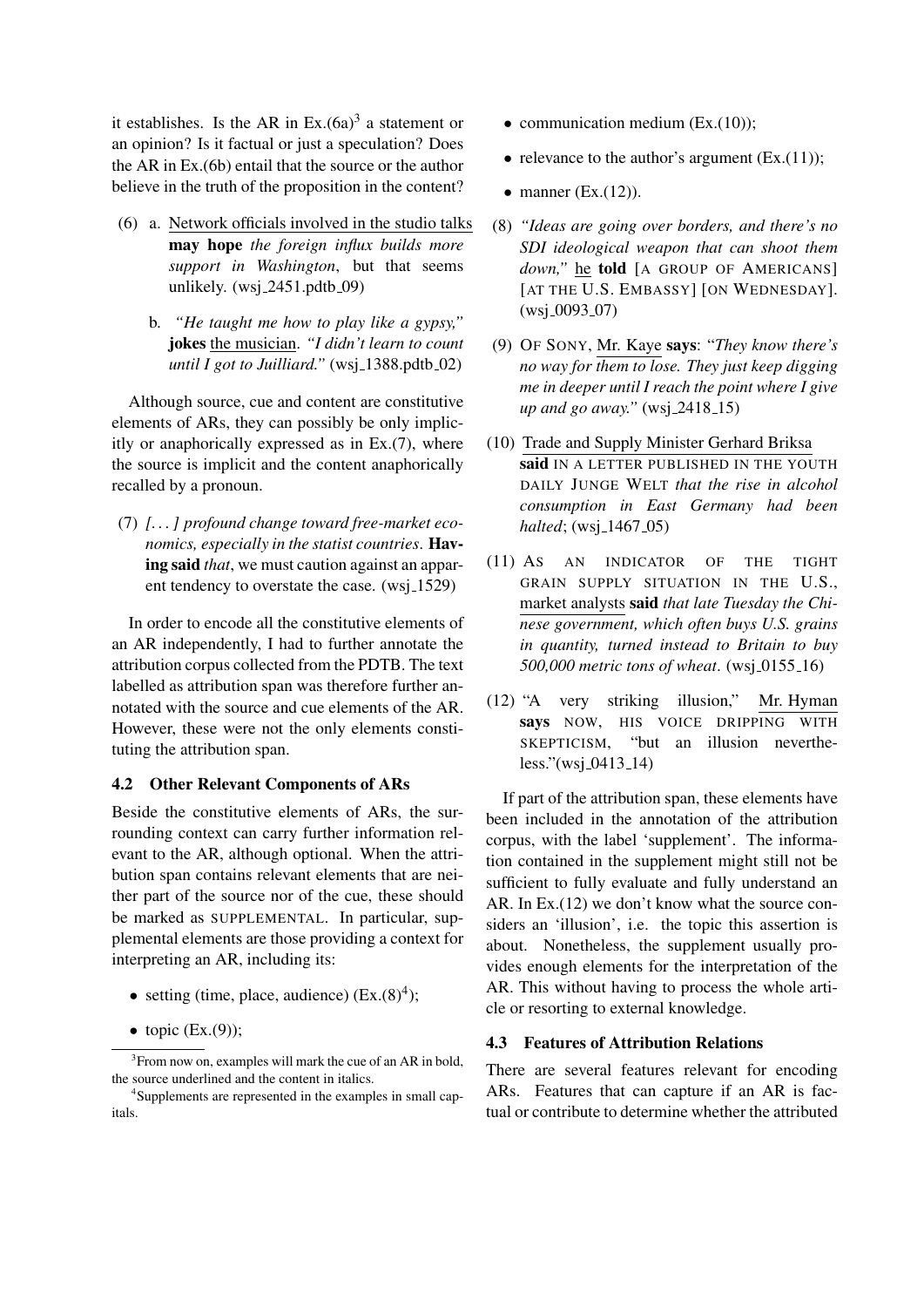it establishes. Is the AR in Ex.(6a)[3] a statement or an opinion? Is it factual or just a speculation? Does the AR in Ex.(6b) entail that the source or the author believe in the truth of the proposition in the content?

(6) a. Network officials involved in the studio talks **may hope** *the foreign influx builds more support in Washington*, but that seems unlikely. (wsj_2451.pdtb_09)

b. *"He taught me how to play like a gypsy,"* **jokes** the musician. *"I didn't learn to count until I got to Juilliard."* (wsj_1388.pdtb_02)

Although source, cue and content are constitutive elements of ARs, they can possibly be only implicitly or anaphorically expressed as in Ex.(7), where the source is implicit and the content anaphorically recalled by a pronoun.

(7) *[...] profound change toward free-market economics, especially in the statist countries*. **Having said** *that*, we must caution against an apparent tendency to overstate the case. (wsj_1529)

In order to encode all the constitutive elements of an AR independently, I had to further annotate the attribution corpus collected from the PDTB. The text labelled as attribution span was therefore further annotated with the source and cue elements of the AR. However, these were not the only elements constituting the attribution span.

### 4.2 Other Relevant Components of ARs

Beside the constitutive elements of ARs, the surrounding context can carry further information relevant to the AR, although optional. When the attribution span contains relevant elements that are neither part of the source nor of the cue, these should be marked as SUPPLEMENTAL. In particular, supplemental elements are those providing a context for interpreting an AR, including its:

- setting (time, place, audience) (Ex.(8)[4]);
- topic (Ex.(9));
- communication medium (Ex.(10));
- relevance to the author's argument (Ex.(11));
- manner (Ex.(12)).

(8) *"Ideas are going over borders, and there's no SDI ideological weapon that can shoot them down,"* he **told** [A GROUP OF AMERICANS] [AT THE U.S. EMBASSY] [ON WEDNESDAY]. (wsj_0093_07)

(9) OF SONY, Mr. Kaye **says**: *"They know there's no way for them to lose. They just keep digging me in deeper until I reach the point where I give up and go away."* (wsj_2418_15)

(10) Trade and Supply Minister Gerhard Briksa **said** IN A LETTER PUBLISHED IN THE YOUTH DAILY JUNGE WELT *that the rise in alcohol consumption in East Germany had been halted*; (wsj_1467_05)

(11) AS AN INDICATOR OF THE TIGHT GRAIN SUPPLY SITUATION IN THE U.S., market analysts **said** *that late Tuesday the Chinese government, which often buys U.S. grains in quantity, turned instead to Britain to buy 500,000 metric tons of wheat*. (wsj_0155_16)

(12) "A very striking illusion," Mr. Hyman **says** NOW, HIS VOICE DRIPPING WITH SKEPTICISM, "but an illusion nevertheless."(wsj_0413_14)

If part of the attribution span, these elements have been included in the annotation of the attribution corpus, with the label 'supplement'. The information contained in the supplement might still not be sufficient to fully evaluate and fully understand an AR. In Ex.(12) we don't know what the source considers an 'illusion', i.e. the topic this assertion is about. Nonetheless, the supplement usually provides enough elements for the interpretation of the AR. This without having to process the whole article or resorting to external knowledge.

### 4.3 Features of Attribution Relations

There are several features relevant for encoding ARs. Features that can capture if an AR is factual or contribute to determine whether the attributed

[3] From now on, examples will mark the cue of an AR in bold, the source underlined and the content in italics.

[4] Supplements are represented in the examples in small capitals.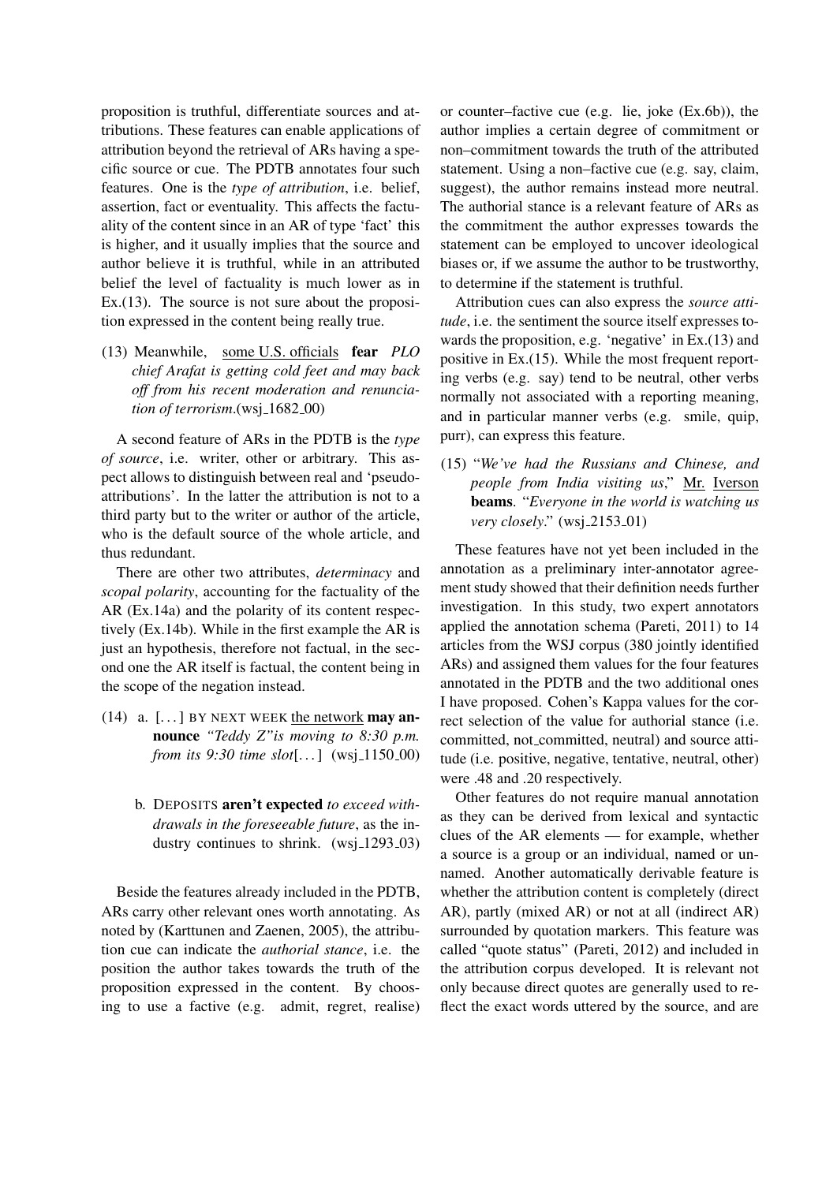proposition is truthful, differentiate sources and attributions. These features can enable applications of attribution beyond the retrieval of ARs having a specific source or cue. The PDTB annotates four such features. One is the *type of attribution*, i.e. belief, assertion, fact or eventuality. This affects the factuality of the content since in an AR of type 'fact' this is higher, and it usually implies that the source and author believe it is truthful, while in an attributed belief the level of factuality is much lower as in Ex.(13). The source is not sure about the proposition expressed in the content being really true.

(13) Meanwhile, <u>some U.S. officials</u> **fear** *PLO chief Arafat is getting cold feet and may back off from his recent moderation and renunciation of terrorism*.(wsj_1682_00)

A second feature of ARs in the PDTB is the *type of source*, i.e. writer, other or arbitrary. This aspect allows to distinguish between real and 'pseudo-attributions'. In the latter the attribution is not to a third party but to the writer or author of the article, who is the default source of the whole article, and thus redundant.

There are other two attributes, *determinacy* and *scopal polarity*, accounting for the factuality of the AR (Ex.14a) and the polarity of its content respectively (Ex.14b). While in the first example the AR is just an hypothesis, therefore not factual, in the second one the AR itself is factual, the content being in the scope of the negation instead.

(14) a. [...] BY NEXT WEEK <u>the network</u> **may announce** *"Teddy Z"is moving to 8:30 p.m. from its 9:30 time slot*[...] (wsj_1150_00)

b. DEPOSITS **aren't expected** *to exceed withdrawals in the foreseeable future*, as the industry continues to shrink. (wsj_1293_03)

Beside the features already included in the PDTB, ARs carry other relevant ones worth annotating. As noted by (Karttunen and Zaenen, 2005), the attribution cue can indicate the *authorial stance*, i.e. the position the author takes towards the truth of the proposition expressed in the content. By choosing to use a factive (e.g. admit, regret, realise) or counter–factive cue (e.g. lie, joke (Ex.6b)), the author implies a certain degree of commitment or non–commitment towards the truth of the attributed statement. Using a non–factive cue (e.g. say, claim, suggest), the author remains instead more neutral. The authorial stance is a relevant feature of ARs as the commitment the author expresses towards the statement can be employed to uncover ideological biases or, if we assume the author to be trustworthy, to determine if the statement is truthful.

Attribution cues can also express the *source attitude*, i.e. the sentiment the source itself expresses towards the proposition, e.g. 'negative' in Ex.(13) and positive in Ex.(15). While the most frequent reporting verbs (e.g. say) tend to be neutral, other verbs normally not associated with a reporting meaning, and in particular manner verbs (e.g. smile, quip, purr), can express this feature.

(15) "*We've had the Russians and Chinese, and people from India visiting us*," <u>Mr.</u> <u>Iverson</u> **beams**. "*Everyone in the world is watching us very closely*." (wsj_2153_01)

These features have not yet been included in the annotation as a preliminary inter-annotator agreement study showed that their definition needs further investigation. In this study, two expert annotators applied the annotation schema (Pareti, 2011) to 14 articles from the WSJ corpus (380 jointly identified ARs) and assigned them values for the four features annotated in the PDTB and the two additional ones I have proposed. Cohen's Kappa values for the correct selection of the value for authorial stance (i.e. committed, not_committed, neutral) and source attitude (i.e. positive, negative, tentative, neutral, other) were .48 and .20 respectively.

Other features do not require manual annotation as they can be derived from lexical and syntactic clues of the AR elements — for example, whether a source is a group or an individual, named or unnamed. Another automatically derivable feature is whether the attribution content is completely (direct AR), partly (mixed AR) or not at all (indirect AR) surrounded by quotation markers. This feature was called "quote status" (Pareti, 2012) and included in the attribution corpus developed. It is relevant not only because direct quotes are generally used to reflect the exact words uttered by the source, and are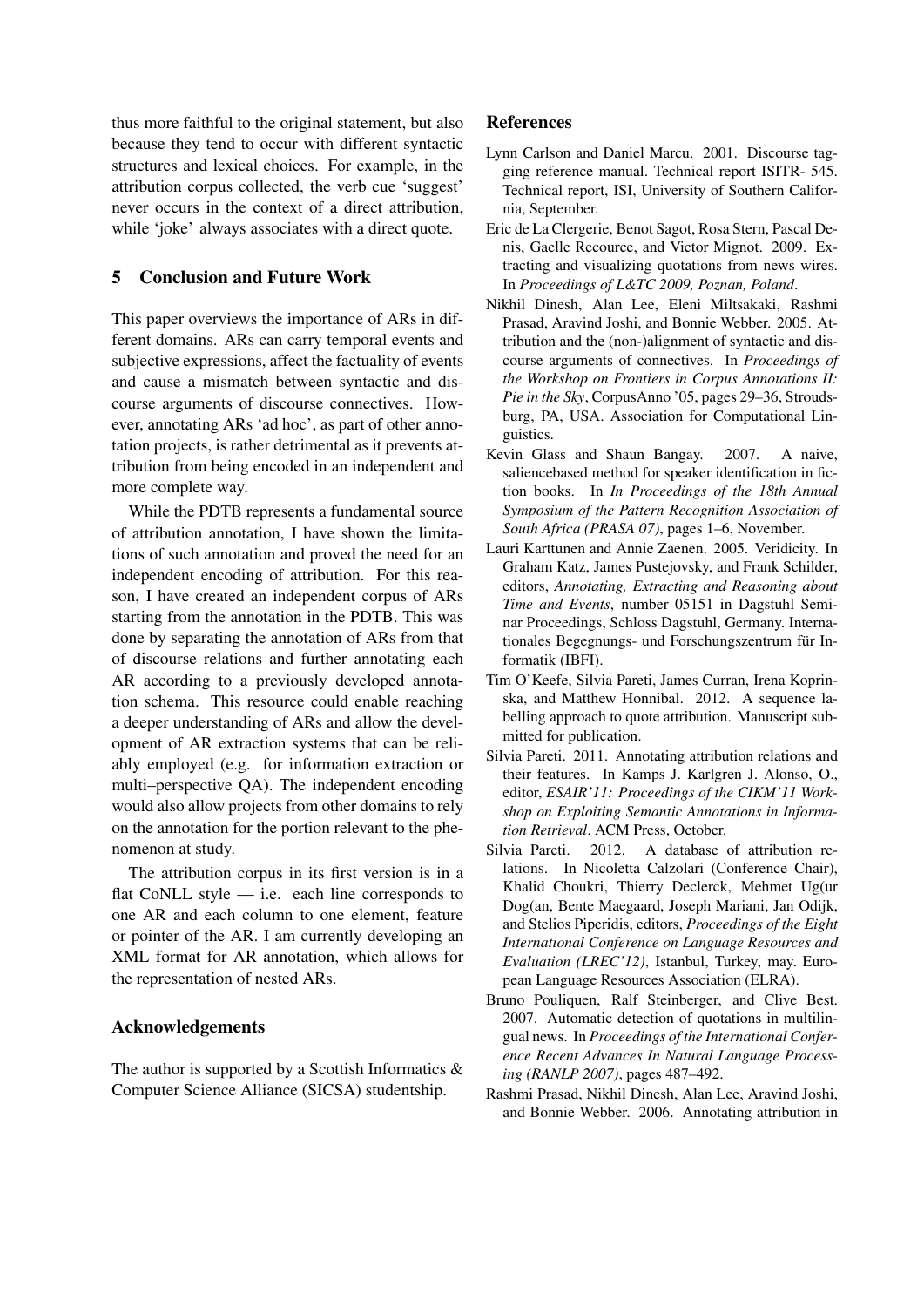thus more faithful to the original statement, but also because they tend to occur with different syntactic structures and lexical choices. For example, in the attribution corpus collected, the verb cue 'suggest' never occurs in the context of a direct attribution, while 'joke' always associates with a direct quote.

## 5 Conclusion and Future Work

This paper overviews the importance of ARs in different domains. ARs can carry temporal events and subjective expressions, affect the factuality of events and cause a mismatch between syntactic and discourse arguments of discourse connectives. However, annotating ARs 'ad hoc', as part of other annotation projects, is rather detrimental as it prevents attribution from being encoded in an independent and more complete way.

While the PDTB represents a fundamental source of attribution annotation, I have shown the limitations of such annotation and proved the need for an independent encoding of attribution. For this reason, I have created an independent corpus of ARs starting from the annotation in the PDTB. This was done by separating the annotation of ARs from that of discourse relations and further annotating each AR according to a previously developed annotation schema. This resource could enable reaching a deeper understanding of ARs and allow the development of AR extraction systems that can be reliably employed (e.g. for information extraction or multi–perspective QA). The independent encoding would also allow projects from other domains to rely on the annotation for the portion relevant to the phenomenon at study.

The attribution corpus in its first version is in a flat CoNLL style — i.e. each line corresponds to one AR and each column to one element, feature or pointer of the AR. I am currently developing an XML format for AR annotation, which allows for the representation of nested ARs.

## Acknowledgements

The author is supported by a Scottish Informatics & Computer Science Alliance (SICSA) studentship.

## References

Lynn Carlson and Daniel Marcu. 2001. Discourse tagging reference manual. Technical report ISITR- 545. Technical report, ISI, University of Southern California, September.

Eric de La Clergerie, Benot Sagot, Rosa Stern, Pascal Denis, Gaelle Recource, and Victor Mignot. 2009. Extracting and visualizing quotations from news wires. In *Proceedings of L&TC 2009, Poznan, Poland*.

Nikhil Dinesh, Alan Lee, Eleni Miltsakaki, Rashmi Prasad, Aravind Joshi, and Bonnie Webber. 2005. Attribution and the (non-)alignment of syntactic and discourse arguments of connectives. In *Proceedings of the Workshop on Frontiers in Corpus Annotations II: Pie in the Sky*, CorpusAnno '05, pages 29–36, Stroudsburg, PA, USA. Association for Computational Linguistics.

Kevin Glass and Shaun Bangay. 2007. A naive, saliencebased method for speaker identification in fiction books. In *In Proceedings of the 18th Annual Symposium of the Pattern Recognition Association of South Africa (PRASA 07)*, pages 1–6, November.

Lauri Karttunen and Annie Zaenen. 2005. Veridicity. In Graham Katz, James Pustejovsky, and Frank Schilder, editors, *Annotating, Extracting and Reasoning about Time and Events*, number 05151 in Dagstuhl Seminar Proceedings, Schloss Dagstuhl, Germany. Internationales Begegnungs- und Forschungszentrum für Informatik (IBFI).

Tim O'Keefe, Silvia Pareti, James Curran, Irena Koprinska, and Matthew Honnibal. 2012. A sequence labelling approach to quote attribution. Manuscript submitted for publication.

Silvia Pareti. 2011. Annotating attribution relations and their features. In Kamps J. Karlgren J. Alonso, O., editor, *ESAIR'11: Proceedings of the CIKM'11 Workshop on Exploiting Semantic Annotations in Information Retrieval*. ACM Press, October.

Silvia Pareti. 2012. A database of attribution relations. In Nicoletta Calzolari (Conference Chair), Khalid Choukri, Thierry Declerck, Mehmet Ug(ur Dog(an, Bente Maegaard, Joseph Mariani, Jan Odijk, and Stelios Piperidis, editors, *Proceedings of the Eight International Conference on Language Resources and Evaluation (LREC'12)*, Istanbul, Turkey, may. European Language Resources Association (ELRA).

Bruno Pouliquen, Ralf Steinberger, and Clive Best. 2007. Automatic detection of quotations in multilingual news. In *Proceedings of the International Conference Recent Advances In Natural Language Processing (RANLP 2007)*, pages 487–492.

Rashmi Prasad, Nikhil Dinesh, Alan Lee, Aravind Joshi, and Bonnie Webber. 2006. Annotating attribution in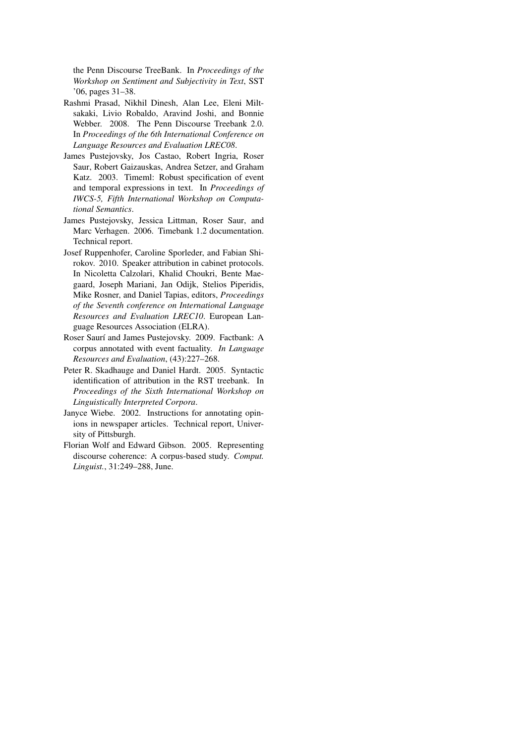the Penn Discourse TreeBank. In *Proceedings of the Workshop on Sentiment and Subjectivity in Text*, SST '06, pages 31–38.

Rashmi Prasad, Nikhil Dinesh, Alan Lee, Eleni Miltsakaki, Livio Robaldo, Aravind Joshi, and Bonnie Webber. 2008. The Penn Discourse Treebank 2.0. In *Proceedings of the 6th International Conference on Language Resources and Evaluation LREC08*.

James Pustejovsky, Jos Castao, Robert Ingria, Roser Saur, Robert Gaizauskas, Andrea Setzer, and Graham Katz. 2003. Timeml: Robust specification of event and temporal expressions in text. In *Proceedings of IWCS-5, Fifth International Workshop on Computational Semantics*.

James Pustejovsky, Jessica Littman, Roser Saur, and Marc Verhagen. 2006. Timebank 1.2 documentation. Technical report.

Josef Ruppenhofer, Caroline Sporleder, and Fabian Shirokov. 2010. Speaker attribution in cabinet protocols. In Nicoletta Calzolari, Khalid Choukri, Bente Maegaard, Joseph Mariani, Jan Odijk, Stelios Piperidis, Mike Rosner, and Daniel Tapias, editors, *Proceedings of the Seventh conference on International Language Resources and Evaluation LREC10*. European Language Resources Association (ELRA).

Roser Saurí and James Pustejovsky. 2009. Factbank: A corpus annotated with event factuality. *In Language Resources and Evaluation*, (43):227–268.

Peter R. Skadhauge and Daniel Hardt. 2005. Syntactic identification of attribution in the RST treebank. In *Proceedings of the Sixth International Workshop on Linguistically Interpreted Corpora*.

Janyce Wiebe. 2002. Instructions for annotating opinions in newspaper articles. Technical report, University of Pittsburgh.

Florian Wolf and Edward Gibson. 2005. Representing discourse coherence: A corpus-based study. *Comput. Linguist.*, 31:249–288, June.